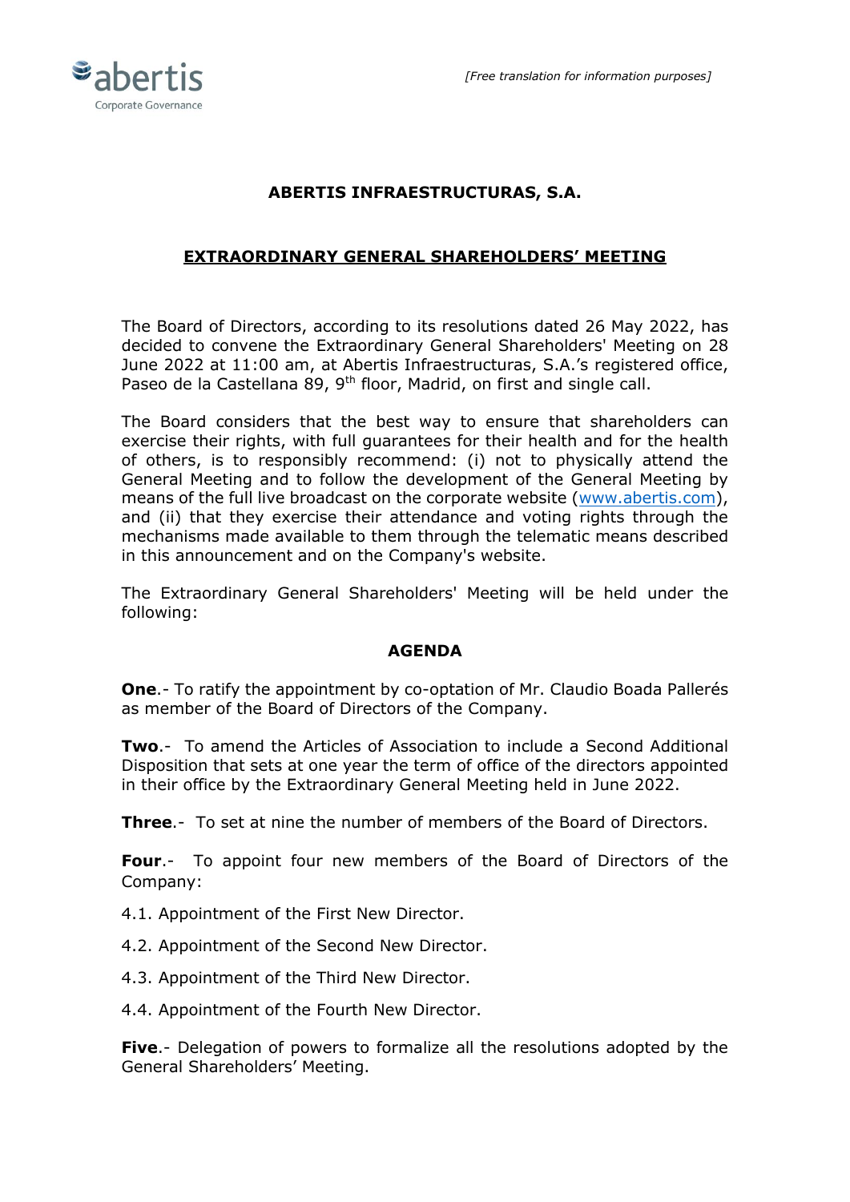*[Free translation for information purposes]*

# ABERTIS INFRAESTRUCTURAS, S.A.

## EXTRAORDINARY GENERAL SHAREHOLDERS' MEETING

The Board of Directors, according to its resolutions dated 26 May 2022, has decided to convene the Extraordinary General Shareholders' Meeting on 28 June 2022 at 11:00 am, at Abertis Infraestructuras, S.A.'s registered office, Paseo de la Castellana 89, 9th floor, Madrid, on first and single call.

The Board considers that the best way to ensure that shareholders can exercise their rights, with full guarantees for their health and for the health of others, is to responsibly recommend: (i) not to physically attend the General Meeting and to follow the development of the General Meeting by means of the full live broadcast on the corporate website (www.abertis.com), and (ii) that they exercise their attendance and voting rights through the mechanisms made available to them through the telematic means described in this announcement and on the Company's website.

The Extraordinary General Shareholders' Meeting will be held under the following:

### AGENDA

**One**.- To ratify the appointment by co-optation of Mr. Claudio Boada Pallerés as member of the Board of Directors of the Company.

**Two**.- To amend the Articles of Association to include a Second Additional Disposition that sets at one year the term of office of the directors appointed in their office by the Extraordinary General Meeting held in June 2022.

**Three**.- To set at nine the number of members of the Board of Directors.

**Four**.- To appoint four new members of the Board of Directors of the Company:

4.1. Appointment of the First New Director.

4.2. Appointment of the Second New Director.

4.3. Appointment of the Third New Director.

4.4. Appointment of the Fourth New Director.

**Five**.- Delegation of powers to formalize all the resolutions adopted by the General Shareholders' Meeting.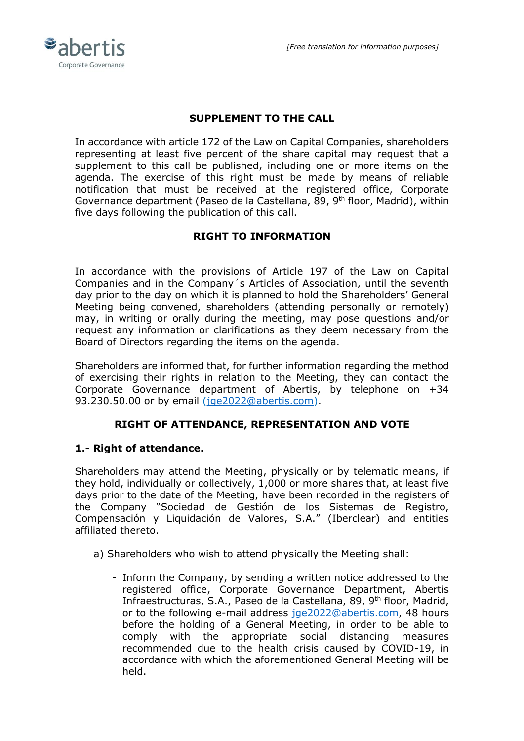*[Free translation for information purposes]*

## SUPPLEMENT TO THE CALL

In accordance with article 172 of the Law on Capital Companies, shareholders representing at least five percent of the share capital may request that a supplement to this call be published, including one or more items on the agenda. The exercise of this right must be made by means of reliable notification that must be received at the registered office, Corporate Governance department (Paseo de la Castellana, 89, 9th floor, Madrid), within five days following the publication of this call.

## RIGHT TO INFORMATION

In accordance with the provisions of Article 197 of the Law on Capital Companies and in the Company´s Articles of Association, until the seventh day prior to the day on which it is planned to hold the Shareholders' General Meeting being convened, shareholders (attending personally or remotely) may, in writing or orally during the meeting, may pose questions and/or request any information or clarifications as they deem necessary from the Board of Directors regarding the items on the agenda.

Shareholders are informed that, for further information regarding the method of exercising their rights in relation to the Meeting, they can contact the Corporate Governance department of Abertis, by telephone on +34 93.230.50.00 or by email (jge2022@abertis.com).

## RIGHT OF ATTENDANCE, REPRESENTATION AND VOTE

### 1.- Right of attendance.

Shareholders may attend the Meeting, physically or by telematic means, if they hold, individually or collectively, 1,000 or more shares that, at least five days prior to the date of the Meeting, have been recorded in the registers of the Company "Sociedad de Gestión de los Sistemas de Registro, Compensación y Liquidación de Valores, S.A." (Iberclear) and entities affiliated thereto.

a) Shareholders who wish to attend physically the Meeting shall:

- Inform the Company, by sending a written notice addressed to the registered office, Corporate Governance Department, Abertis Infraestructuras, S.A., Paseo de la Castellana, 89, 9th floor, Madrid, or to the following e-mail address jge2022@abertis.com, 48 hours before the holding of a General Meeting, in order to be able to comply with the appropriate social distancing measures recommended due to the health crisis caused by COVID-19, in accordance with which the aforementioned General Meeting will be held.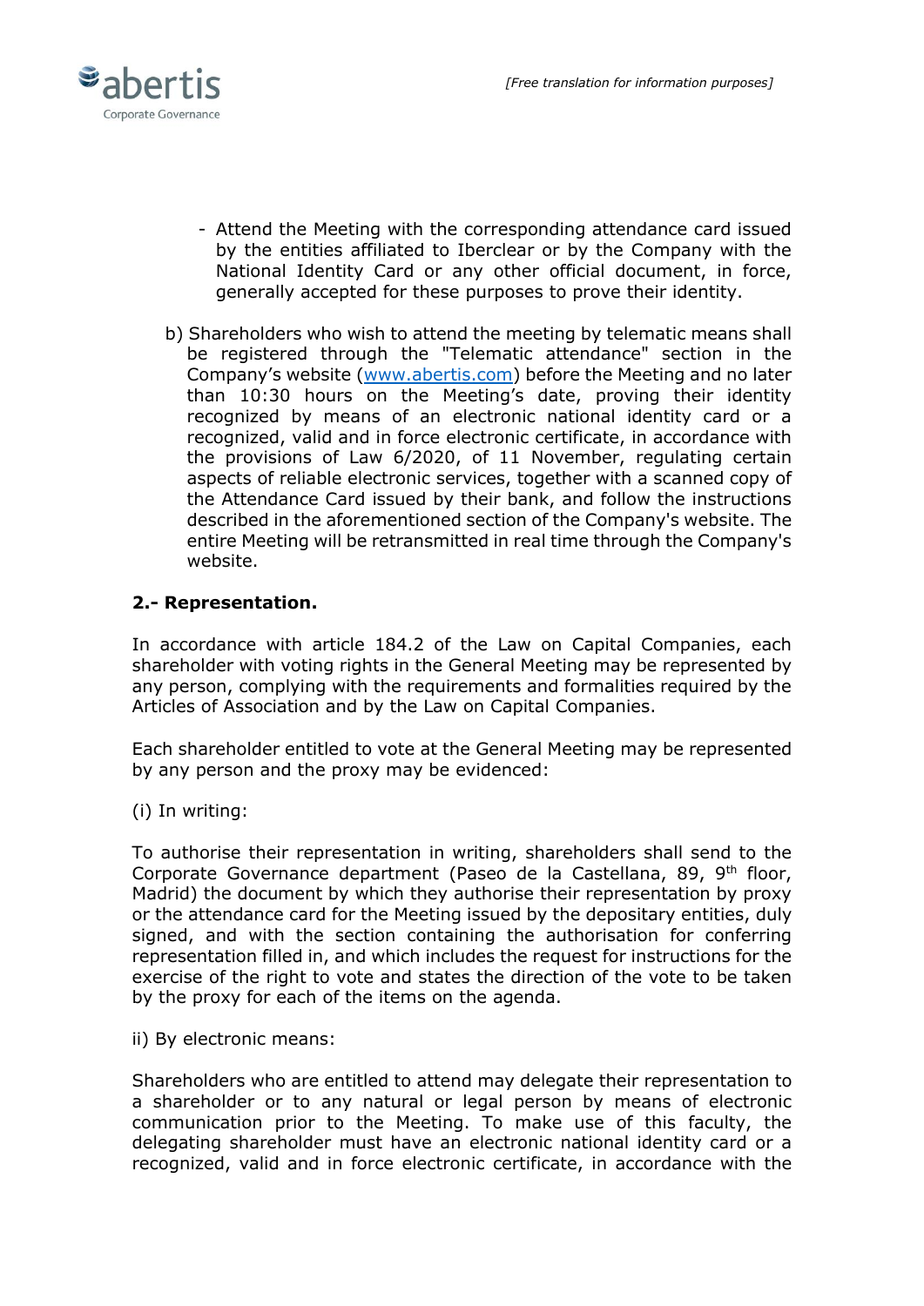- Attend the Meeting with the corresponding attendance card issued by the entities affiliated to Iberclear or by the Company with the National Identity Card or any other official document, in force, generally accepted for these purposes to prove their identity.

b) Shareholders who wish to attend the meeting by telematic means shall be registered through the "Telematic attendance" section in the Company's website (www.abertis.com) before the Meeting and no later than 10:30 hours on the Meeting's date, proving their identity recognized by means of an electronic national identity card or a recognized, valid and in force electronic certificate, in accordance with the provisions of Law 6/2020, of 11 November, regulating certain aspects of reliable electronic services, together with a scanned copy of the Attendance Card issued by their bank, and follow the instructions described in the aforementioned section of the Company's website. The entire Meeting will be retransmitted in real time through the Company's website.

**2.- Representation.**

In accordance with article 184.2 of the Law on Capital Companies, each shareholder with voting rights in the General Meeting may be represented by any person, complying with the requirements and formalities required by the Articles of Association and by the Law on Capital Companies.

Each shareholder entitled to vote at the General Meeting may be represented by any person and the proxy may be evidenced:

(i) In writing:

To authorise their representation in writing, shareholders shall send to the Corporate Governance department (Paseo de la Castellana, 89, 9th floor, Madrid) the document by which they authorise their representation by proxy or the attendance card for the Meeting issued by the depositary entities, duly signed, and with the section containing the authorisation for conferring representation filled in, and which includes the request for instructions for the exercise of the right to vote and states the direction of the vote to be taken by the proxy for each of the items on the agenda.

ii) By electronic means:

Shareholders who are entitled to attend may delegate their representation to a shareholder or to any natural or legal person by means of electronic communication prior to the Meeting. To make use of this faculty, the delegating shareholder must have an electronic national identity card or a recognized, valid and in force electronic certificate, in accordance with the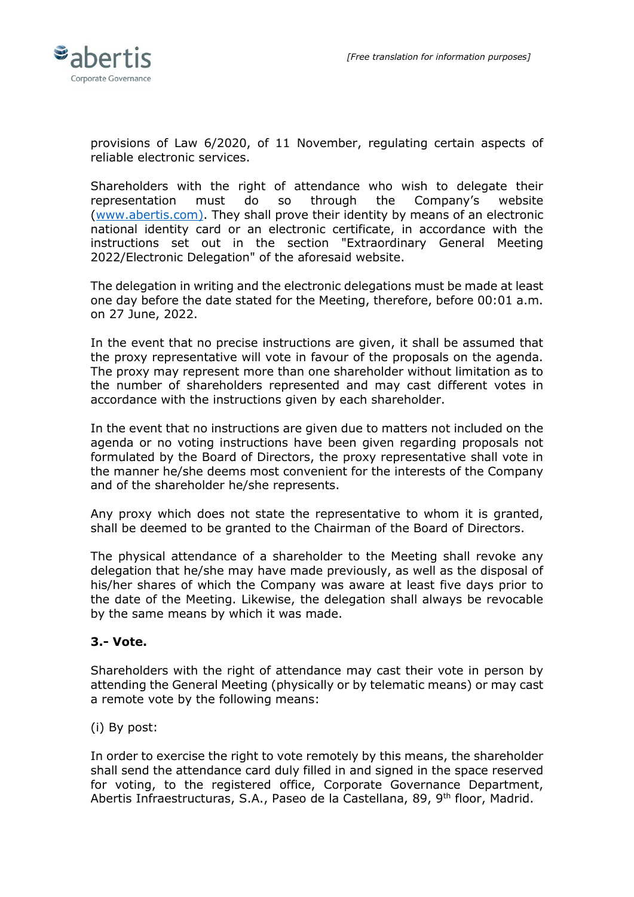provisions of Law 6/2020, of 11 November, regulating certain aspects of reliable electronic services.

Shareholders with the right of attendance who wish to delegate their representation must do so through the Company's website (www.abertis.com). They shall prove their identity by means of an electronic national identity card or an electronic certificate, in accordance with the instructions set out in the section "Extraordinary General Meeting 2022/Electronic Delegation" of the aforesaid website.

The delegation in writing and the electronic delegations must be made at least one day before the date stated for the Meeting, therefore, before 00:01 a.m. on 27 June, 2022.

In the event that no precise instructions are given, it shall be assumed that the proxy representative will vote in favour of the proposals on the agenda. The proxy may represent more than one shareholder without limitation as to the number of shareholders represented and may cast different votes in accordance with the instructions given by each shareholder.

In the event that no instructions are given due to matters not included on the agenda or no voting instructions have been given regarding proposals not formulated by the Board of Directors, the proxy representative shall vote in the manner he/she deems most convenient for the interests of the Company and of the shareholder he/she represents.

Any proxy which does not state the representative to whom it is granted, shall be deemed to be granted to the Chairman of the Board of Directors.

The physical attendance of a shareholder to the Meeting shall revoke any delegation that he/she may have made previously, as well as the disposal of his/her shares of which the Company was aware at least five days prior to the date of the Meeting. Likewise, the delegation shall always be revocable by the same means by which it was made.

**3.- Vote.**

Shareholders with the right of attendance may cast their vote in person by attending the General Meeting (physically or by telematic means) or may cast a remote vote by the following means:

(i) By post:

In order to exercise the right to vote remotely by this means, the shareholder shall send the attendance card duly filled in and signed in the space reserved for voting, to the registered office, Corporate Governance Department, Abertis Infraestructuras, S.A., Paseo de la Castellana, 89, 9th floor, Madrid.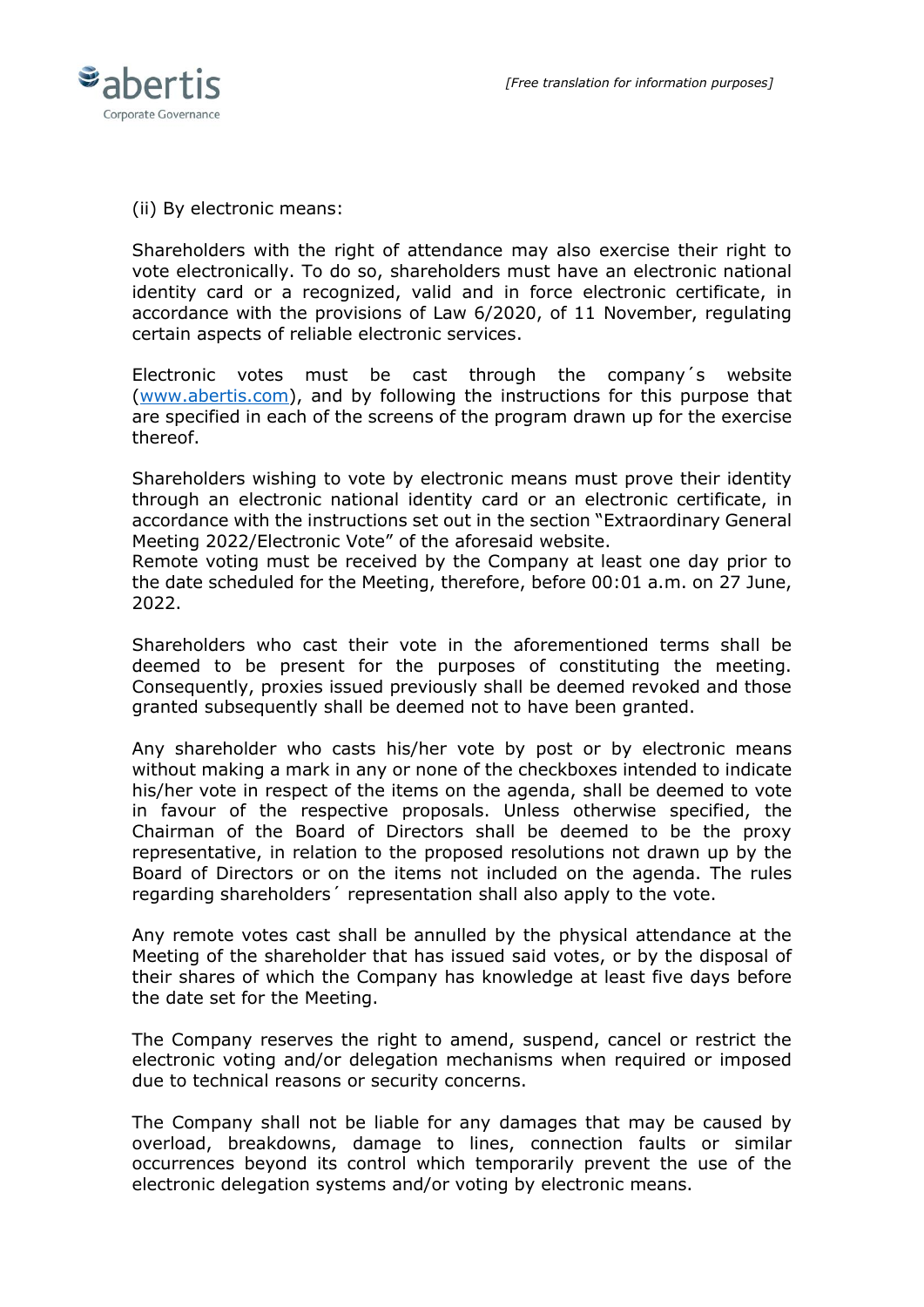(ii) By electronic means:

Shareholders with the right of attendance may also exercise their right to vote electronically. To do so, shareholders must have an electronic national identity card or a recognized, valid and in force electronic certificate, in accordance with the provisions of Law 6/2020, of 11 November, regulating certain aspects of reliable electronic services.

Electronic votes must be cast through the company´s website (www.abertis.com), and by following the instructions for this purpose that are specified in each of the screens of the program drawn up for the exercise thereof.

Shareholders wishing to vote by electronic means must prove their identity through an electronic national identity card or an electronic certificate, in accordance with the instructions set out in the section "Extraordinary General Meeting 2022/Electronic Vote" of the aforesaid website.
Remote voting must be received by the Company at least one day prior to the date scheduled for the Meeting, therefore, before 00:01 a.m. on 27 June, 2022.

Shareholders who cast their vote in the aforementioned terms shall be deemed to be present for the purposes of constituting the meeting. Consequently, proxies issued previously shall be deemed revoked and those granted subsequently shall be deemed not to have been granted.

Any shareholder who casts his/her vote by post or by electronic means without making a mark in any or none of the checkboxes intended to indicate his/her vote in respect of the items on the agenda, shall be deemed to vote in favour of the respective proposals. Unless otherwise specified, the Chairman of the Board of Directors shall be deemed to be the proxy representative, in relation to the proposed resolutions not drawn up by the Board of Directors or on the items not included on the agenda. The rules regarding shareholders´ representation shall also apply to the vote.

Any remote votes cast shall be annulled by the physical attendance at the Meeting of the shareholder that has issued said votes, or by the disposal of their shares of which the Company has knowledge at least five days before the date set for the Meeting.

The Company reserves the right to amend, suspend, cancel or restrict the electronic voting and/or delegation mechanisms when required or imposed due to technical reasons or security concerns.

The Company shall not be liable for any damages that may be caused by overload, breakdowns, damage to lines, connection faults or similar occurrences beyond its control which temporarily prevent the use of the electronic delegation systems and/or voting by electronic means.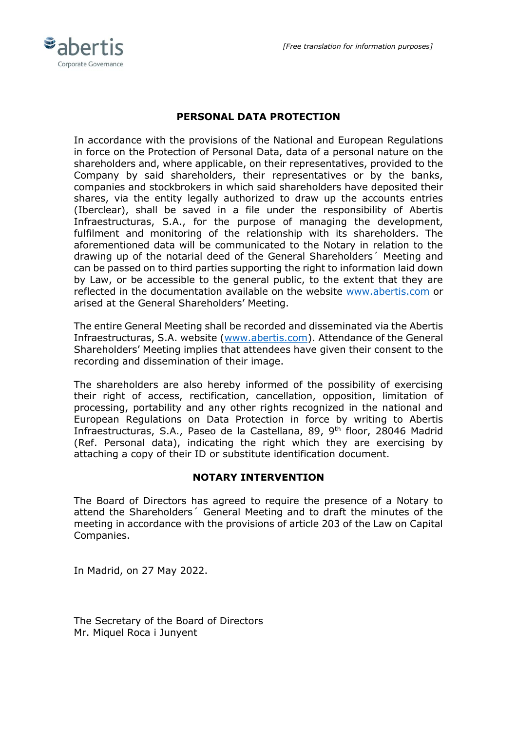*[Free translation for information purposes]*

## PERSONAL DATA PROTECTION

In accordance with the provisions of the National and European Regulations in force on the Protection of Personal Data, data of a personal nature on the shareholders and, where applicable, on their representatives, provided to the Company by said shareholders, their representatives or by the banks, companies and stockbrokers in which said shareholders have deposited their shares, via the entity legally authorized to draw up the accounts entries (Iberclear), shall be saved in a file under the responsibility of Abertis Infraestructuras, S.A., for the purpose of managing the development, fulfilment and monitoring of the relationship with its shareholders. The aforementioned data will be communicated to the Notary in relation to the drawing up of the notarial deed of the General Shareholders´ Meeting and can be passed on to third parties supporting the right to information laid down by Law, or be accessible to the general public, to the extent that they are reflected in the documentation available on the website www.abertis.com or arised at the General Shareholders' Meeting.

The entire General Meeting shall be recorded and disseminated via the Abertis Infraestructuras, S.A. website (www.abertis.com). Attendance of the General Shareholders' Meeting implies that attendees have given their consent to the recording and dissemination of their image.

The shareholders are also hereby informed of the possibility of exercising their right of access, rectification, cancellation, opposition, limitation of processing, portability and any other rights recognized in the national and European Regulations on Data Protection in force by writing to Abertis Infraestructuras, S.A., Paseo de la Castellana, 89, 9th floor, 28046 Madrid (Ref. Personal data), indicating the right which they are exercising by attaching a copy of their ID or substitute identification document.

## NOTARY INTERVENTION

The Board of Directors has agreed to require the presence of a Notary to attend the Shareholders´ General Meeting and to draft the minutes of the meeting in accordance with the provisions of article 203 of the Law on Capital Companies.

In Madrid, on 27 May 2022.

The Secretary of the Board of Directors
Mr. Miquel Roca i Junyent